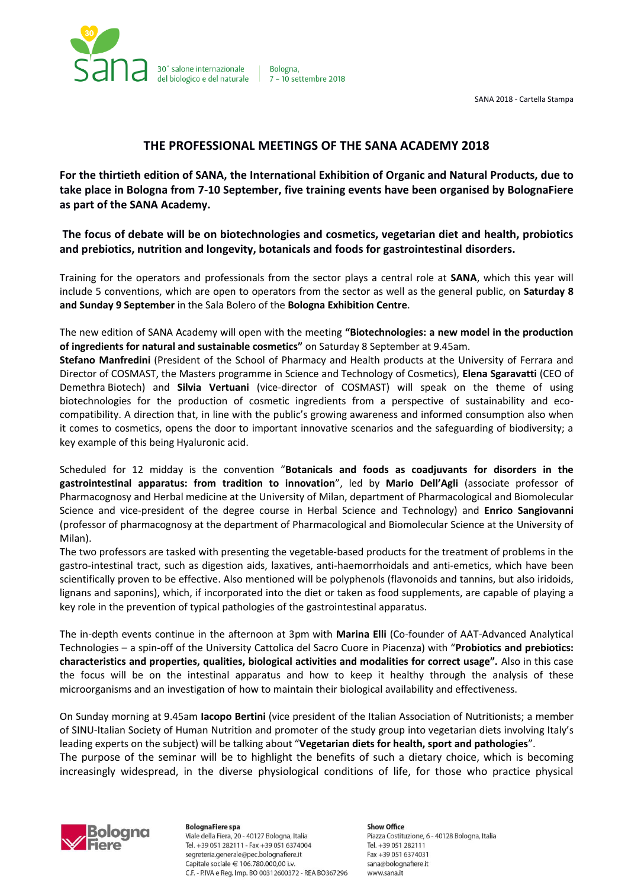# THE PROFESSIONAL MEETINGS OF THE SANA ACADEMY 2018

**For the thirtieth edition of SANA, the International Exhibition of Organic and Natural Products, due to take place in Bologna from 7-10 September, five training events have been organised by BolognaFiere as part of the SANA Academy.**

**The focus of debate will be on biotechnologies and cosmetics, vegetarian diet and health, probiotics and prebiotics, nutrition and longevity, botanicals and foods for gastrointestinal disorders.**

Training for the operators and professionals from the sector plays a central role at **SANA**, which this year will include 5 conventions, which are open to operators from the sector as well as the general public, on **Saturday 8 and Sunday 9 September** in the Sala Bolero of the **Bologna Exhibition Centre**.

The new edition of SANA Academy will open with the meeting **"Biotechnologies: a new model in the production of ingredients for natural and sustainable cosmetics"** on Saturday 8 September at 9.45am.
**Stefano Manfredini** (President of the School of Pharmacy and Health products at the University of Ferrara and Director of COSMAST, the Masters programme in Science and Technology of Cosmetics), **Elena Sgaravatti** (CEO of Demethra Biotech) and **Silvia Vertuani** (vice-director of COSMAST) will speak on the theme of using biotechnologies for the production of cosmetic ingredients from a perspective of sustainability and eco-compatibility. A direction that, in line with the public's growing awareness and informed consumption also when it comes to cosmetics, opens the door to important innovative scenarios and the safeguarding of biodiversity; a key example of this being Hyaluronic acid.

Scheduled for 12 midday is the convention "**Botanicals and foods as coadjuvants for disorders in the gastrointestinal apparatus: from tradition to innovation**", led by **Mario Dell'Agli** (associate professor of Pharmacognosy and Herbal medicine at the University of Milan, department of Pharmacological and Biomolecular Science and vice-president of the degree course in Herbal Science and Technology) and **Enrico Sangiovanni** (professor of pharmacognosy at the department of Pharmacological and Biomolecular Science at the University of Milan).
The two professors are tasked with presenting the vegetable-based products for the treatment of problems in the gastro-intestinal tract, such as digestion aids, laxatives, anti-haemorrhoidals and anti-emetics, which have been scientifically proven to be effective. Also mentioned will be polyphenols (flavonoids and tannins, but also iridoids, lignans and saponins), which, if incorporated into the diet or taken as food supplements, are capable of playing a key role in the prevention of typical pathologies of the gastrointestinal apparatus.

The in-depth events continue in the afternoon at 3pm with **Marina Elli** (Co-founder of AAT-Advanced Analytical Technologies – a spin-off of the University Cattolica del Sacro Cuore in Piacenza) with "**Probiotics and prebiotics: characteristics and properties, qualities, biological activities and modalities for correct usage".** Also in this case the focus will be on the intestinal apparatus and how to keep it healthy through the analysis of these microorganisms and an investigation of how to maintain their biological availability and effectiveness.

On Sunday morning at 9.45am **Iacopo Bertini** (vice president of the Italian Association of Nutritionists; a member of SINU-Italian Society of Human Nutrition and promoter of the study group into vegetarian diets involving Italy's leading experts on the subject) will be talking about "**Vegetarian diets for health, sport and pathologies**".
The purpose of the seminar will be to highlight the benefits of such a dietary choice, which is becoming increasingly widespread, in the diverse physiological conditions of life, for those who practice physical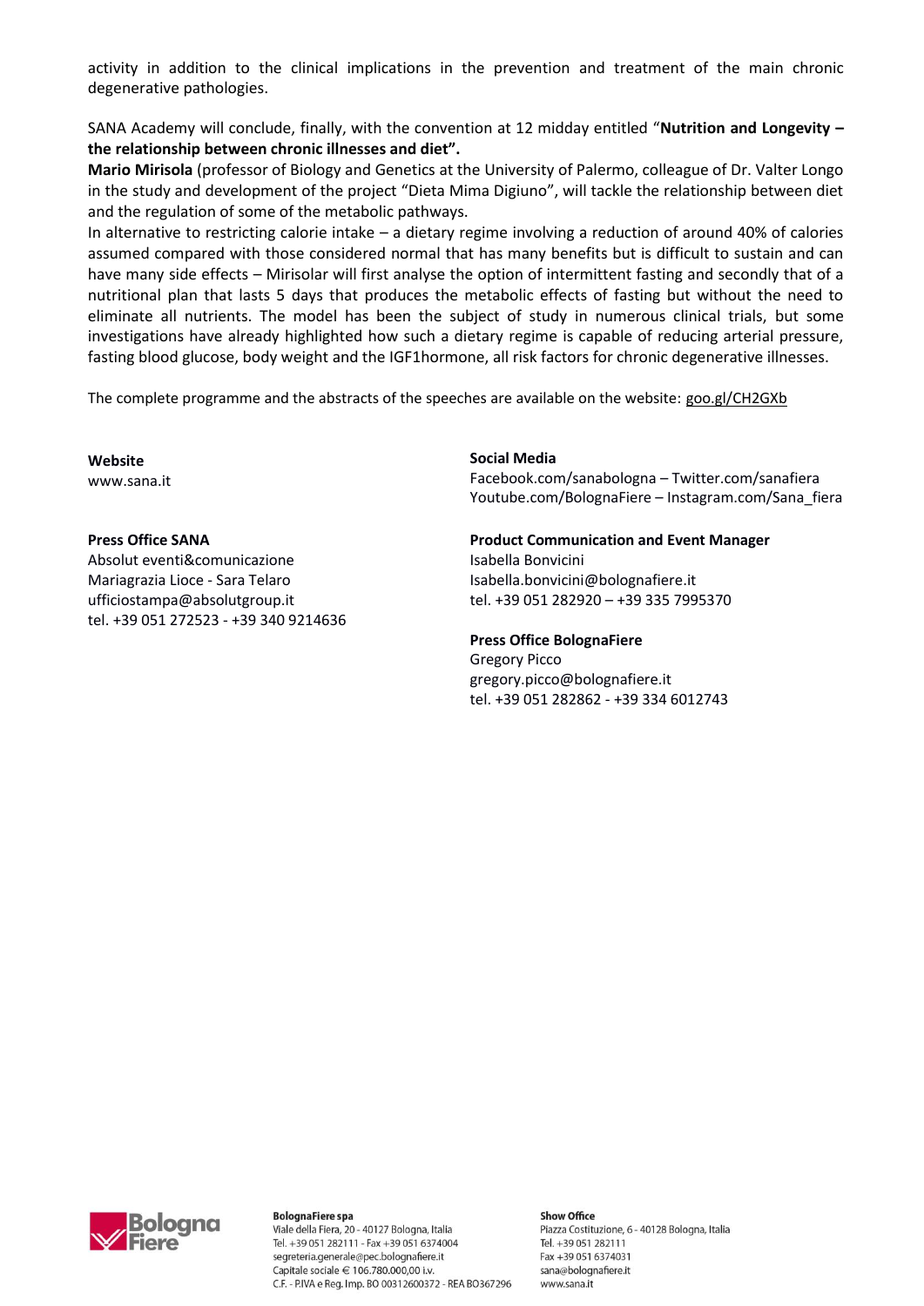activity in addition to the clinical implications in the prevention and treatment of the main chronic degenerative pathologies.

SANA Academy will conclude, finally, with the convention at 12 midday entitled "**Nutrition and Longevity – the relationship between chronic illnesses and diet".**

**Mario Mirisola** (professor of Biology and Genetics at the University of Palermo, colleague of Dr. Valter Longo in the study and development of the project "Dieta Mima Digiuno", will tackle the relationship between diet and the regulation of some of the metabolic pathways.

In alternative to restricting calorie intake – a dietary regime involving a reduction of around 40% of calories assumed compared with those considered normal that has many benefits but is difficult to sustain and can have many side effects – Mirisolar will first analyse the option of intermittent fasting and secondly that of a nutritional plan that lasts 5 days that produces the metabolic effects of fasting but without the need to eliminate all nutrients. The model has been the subject of study in numerous clinical trials, but some investigations have already highlighted how such a dietary regime is capable of reducing arterial pressure, fasting blood glucose, body weight and the IGF1hormone, all risk factors for chronic degenerative illnesses.

The complete programme and the abstracts of the speeches are available on the website: goo.gl/CH2GXb

**Website**
www.sana.it

**Social Media**
Facebook.com/sanabologna – Twitter.com/sanafiera
Youtube.com/BolognaFiere – Instagram.com/Sana_fiera

**Press Office SANA**
Absolut eventi&comunicazione
Mariagrazia Lioce - Sara Telaro
ufficiostampa@absolutgroup.it
tel. +39 051 272523 - +39 340 9214636

**Product Communication and Event Manager**
Isabella Bonvicini
Isabella.bonvicini@bolognafiere.it
tel. +39 051 282920 – +39 335 7995370

**Press Office BolognaFiere**
Gregory Picco
gregory.picco@bolognafiere.it
tel. +39 051 282862 - +39 334 6012743

**BolognaFiere spa**
Viale della Fiera, 20 - 40127 Bologna, Italia
Tel. +39 051 282111 - Fax +39 051 6374004
segreteria.generale@pec.bolognafiere.it
Capitale sociale € 106.780.000,00 i.v.
C.F. - P.IVA e Reg. Imp. BO 00312600372 - REA BO367296

**Show Office**
Piazza Costituzione, 6 - 40128 Bologna, Italia
Tel. +39 051 282111
Fax +39 051 6374031
sana@bolognafiere.it
www.sana.it